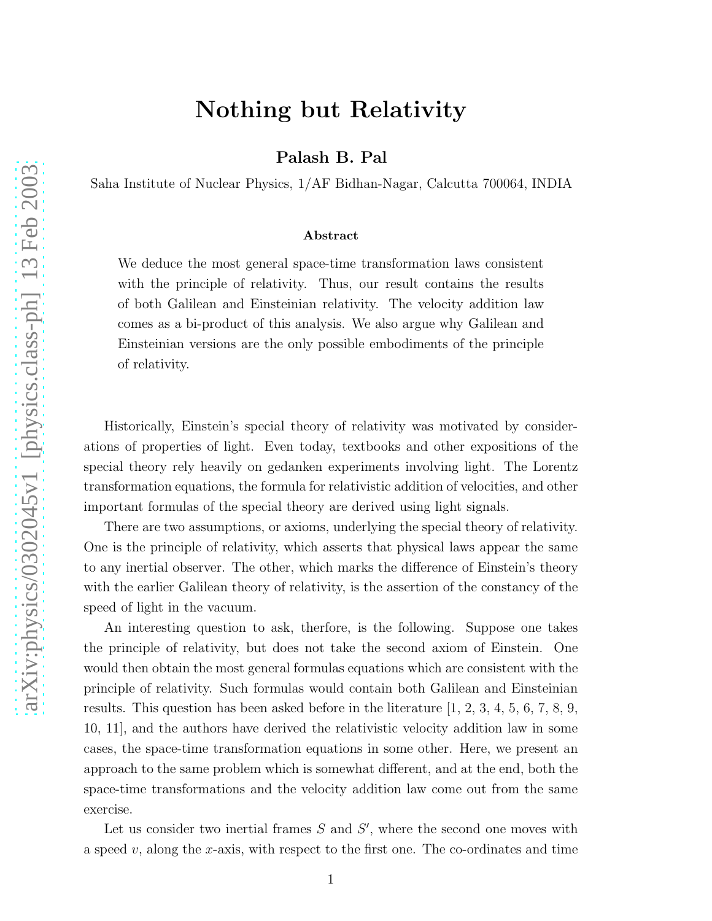# Nothing but Relativity

**Palash B. Pal**

Saha Institute of Nuclear Physics, 1/AF Bidhan-Nagar, Calcutta 700064, INDIA

### Abstract

We deduce the most general space-time transformation laws consistent with the principle of relativity. Thus, our result contains the results of both Galilean and Einsteinian relativity. The velocity addition law comes as a bi-product of this analysis. We also argue why Galilean and Einsteinian versions are the only possible embodiments of the principle of relativity.

Historically, Einstein's special theory of relativity was motivated by considerations of properties of light. Even today, textbooks and other expositions of the special theory rely heavily on gedanken experiments involving light. The Lorentz transformation equations, the formula for relativistic addition of velocities, and other important formulas of the special theory are derived using light signals.

There are two assumptions, or axioms, underlying the special theory of relativity. One is the principle of relativity, which asserts that physical laws appear the same to any inertial observer. The other, which marks the difference of Einstein's theory with the earlier Galilean theory of relativity, is the assertion of the constancy of the speed of light in the vacuum.

An interesting question to ask, therfore, is the following. Suppose one takes the principle of relativity, but does not take the second axiom of Einstein. One would then obtain the most general formulas equations which are consistent with the principle of relativity. Such formulas would contain both Galilean and Einsteinian results. This question has been asked before in the literature [1, 2, 3, 4, 5, 6, 7, 8, 9, 10, 11], and the authors have derived the relativistic velocity addition law in some cases, the space-time transformation equations in some other. Here, we present an approach to the same problem which is somewhat different, and at the end, both the space-time transformations and the velocity addition law come out from the same exercise.

Let us consider two inertial frames $S$ and $S'$, where the second one moves with a speed $v$, along the $x$-axis, with respect to the first one. The co-ordinates and time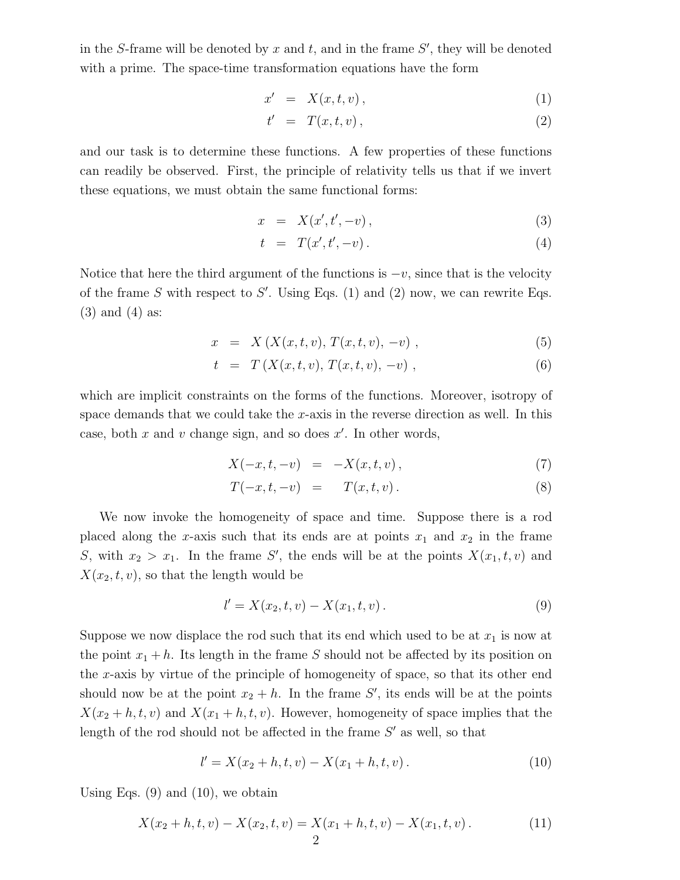in the $S$-frame will be denoted by $x$ and $t$, and in the frame $S'$, they will be denoted with a prime. The space-time transformation equations have the form

$$
\begin{aligned}
x' &= X(x, t, v)\,, &(1)\\
t' &= T(x, t, v)\,, &(2)
\end{aligned}
$$

and our task is to determine these functions. A few properties of these functions can readily be observed. First, the principle of relativity tells us that if we invert these equations, we must obtain the same functional forms:

$$
\begin{aligned}
x &= X(x', t', -v)\,, &(3)\\
t &= T(x', t', -v)\,. &(4)
\end{aligned}
$$

Notice that here the third argument of the functions is $-v$, since that is the velocity of the frame $S$ with respect to $S'$. Using Eqs. (1) and (2) now, we can rewrite Eqs. (3) and (4) as:

$$
\begin{aligned}
x &= X\left(X(x,t,v),\, T(x,t,v),\, -v\right)\,, &(5)\\
t &= T\left(X(x,t,v),\, T(x,t,v),\, -v\right)\,, &(6)
\end{aligned}
$$

which are implicit constraints on the forms of the functions. Moreover, isotropy of space demands that we could take the $x$-axis in the reverse direction as well. In this case, both $x$ and $v$ change sign, and so does $x'$. In other words,

$$
\begin{aligned}
X(-x, t, -v) &= -X(x, t, v)\,, &(7)\\
T(-x, t, -v) &= \phantom{-}T(x, t, v)\,. &(8)
\end{aligned}
$$

We now invoke the homogeneity of space and time. Suppose there is a rod placed along the $x$-axis such that its ends are at points $x_1$ and $x_2$ in the frame $S$, with $x_2 > x_1$. In the frame $S'$, the ends will be at the points $X(x_1, t, v)$ and $X(x_2, t, v)$, so that the length would be

$$
l' = X(x_2, t, v) - X(x_1, t, v)\,. \tag{9}
$$

Suppose we now displace the rod such that its end which used to be at $x_1$ is now at the point $x_1 + h$. Its length in the frame $S$ should not be affected by its position on the $x$-axis by virtue of the principle of homogeneity of space, so that its other end should now be at the point $x_2 + h$. In the frame $S'$, its ends will be at the points $X(x_2 + h, t, v)$ and $X(x_1 + h, t, v)$. However, homogeneity of space implies that the length of the rod should not be affected in the frame $S'$ as well, so that

$$
l' = X(x_2 + h, t, v) - X(x_1 + h, t, v)\,. \tag{10}
$$

Using Eqs. (9) and (10), we obtain

$$
X(x_2 + h, t, v) - X(x_2, t, v) = X(x_1 + h, t, v) - X(x_1, t, v)\,. \tag{11}
$$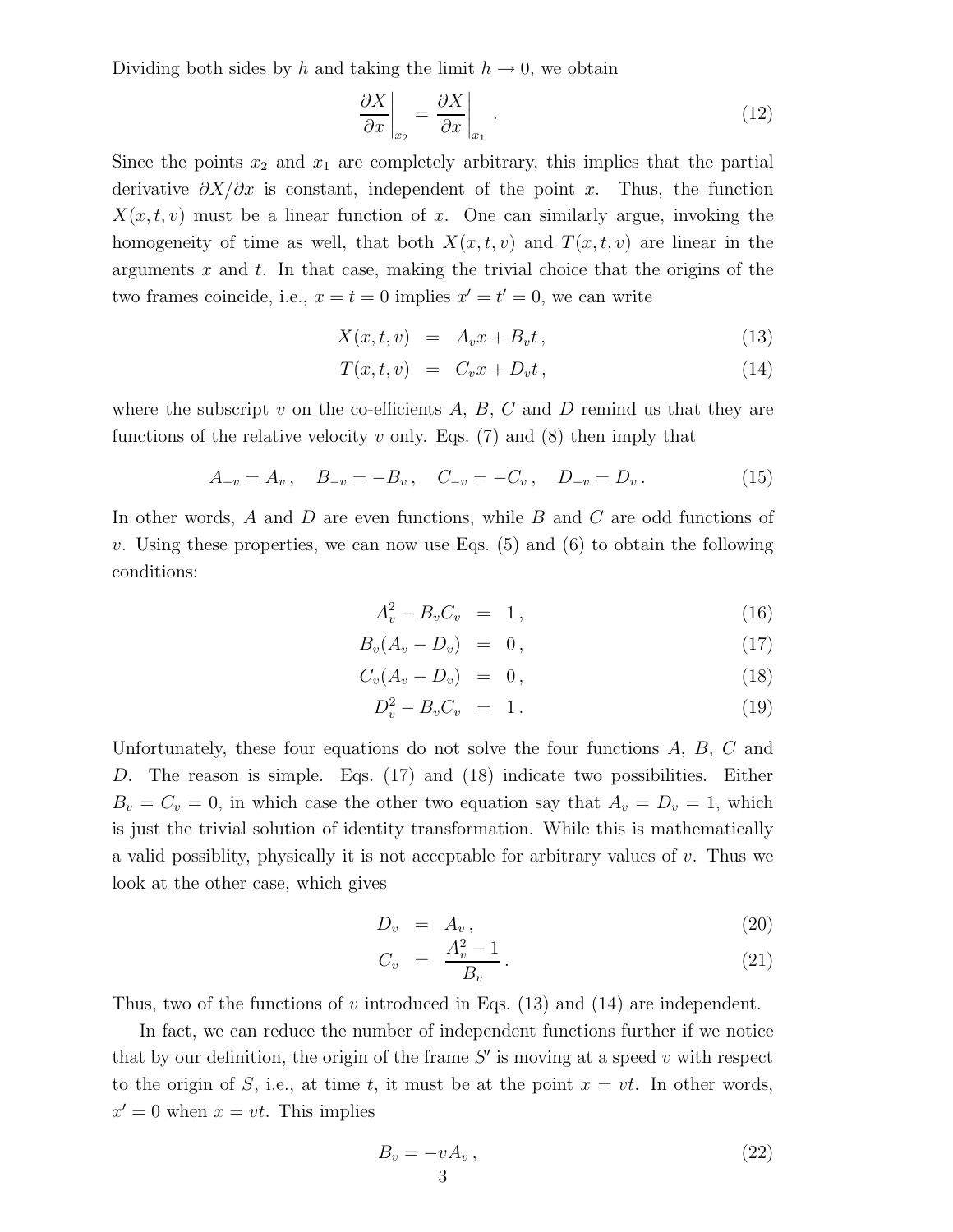Dividing both sides by $h$ and taking the limit $h \to 0$, we obtain

$$\left.\frac{\partial X}{\partial x}\right|_{x_2} = \left.\frac{\partial X}{\partial x}\right|_{x_1} . \tag{12}$$

Since the points $x_2$ and $x_1$ are completely arbitrary, this implies that the partial derivative $\partial X/\partial x$ is constant, independent of the point $x$. Thus, the function $X(x,t,v)$ must be a linear function of $x$. One can similarly argue, invoking the homogeneity of time as well, that both $X(x,t,v)$ and $T(x,t,v)$ are linear in the arguments $x$ and $t$. In that case, making the trivial choice that the origins of the two frames coincide, i.e., $x = t = 0$ implies $x' = t' = 0$, we can write

$$X(x,t,v) = A_v x + B_v t \,, \tag{13}$$

$$T(x,t,v) = C_v x + D_v t \,, \tag{14}$$

where the subscript $v$ on the co-efficients $A$, $B$, $C$ and $D$ remind us that they are functions of the relative velocity $v$ only. Eqs. (7) and (8) then imply that

$$A_{-v} = A_v \,, \quad B_{-v} = -B_v \,, \quad C_{-v} = -C_v \,, \quad D_{-v} = D_v \,. \tag{15}$$

In other words, $A$ and $D$ are even functions, while $B$ and $C$ are odd functions of $v$. Using these properties, we can now use Eqs. (5) and (6) to obtain the following conditions:

$$A_v^2 - B_v C_v = 1 \,, \tag{16}$$

$$B_v (A_v - D_v) = 0 \,, \tag{17}$$

$$C_v (A_v - D_v) = 0 \,, \tag{18}$$

$$D_v^2 - B_v C_v = 1 \,. \tag{19}$$

Unfortunately, these four equations do not solve the four functions $A$, $B$, $C$ and $D$. The reason is simple. Eqs. (17) and (18) indicate two possibilities. Either $B_v = C_v = 0$, in which case the other two equation say that $A_v = D_v = 1$, which is just the trivial solution of identity transformation. While this is mathematically a valid possiblity, physically it is not acceptable for arbitrary values of $v$. Thus we look at the other case, which gives

$$D_v = A_v \,, \tag{20}$$

$$C_v = \frac{A_v^2 - 1}{B_v} \,. \tag{21}$$

Thus, two of the functions of $v$ introduced in Eqs. (13) and (14) are independent.

In fact, we can reduce the number of independent functions further if we notice that by our definition, the origin of the frame $S'$ is moving at a speed $v$ with respect to the origin of $S$, i.e., at time $t$, it must be at the point $x = vt$. In other words, $x' = 0$ when $x = vt$. This implies

$$B_v = -v A_v \,, \tag{22}$$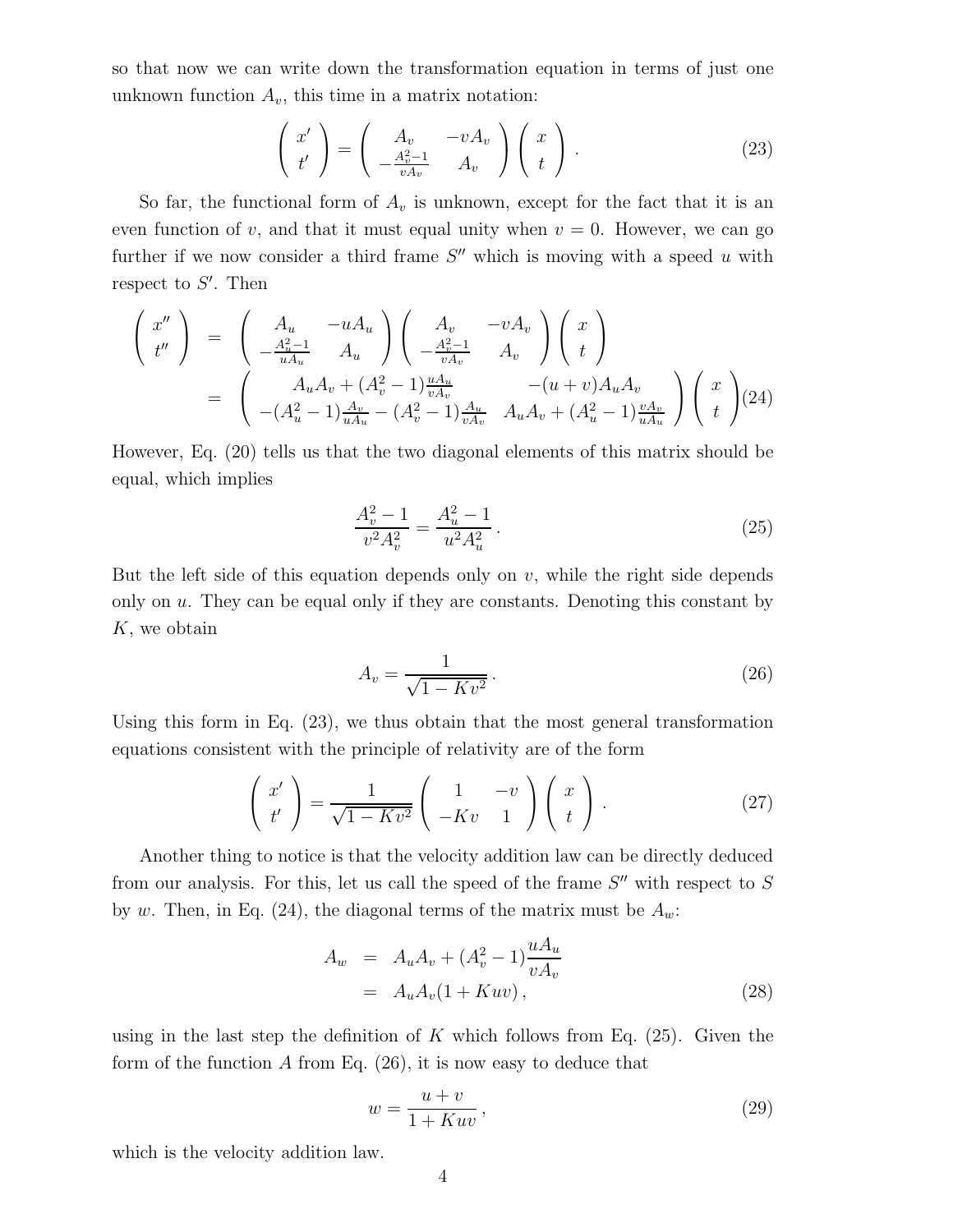so that now we can write down the transformation equation in terms of just one unknown function $A_v$, this time in a matrix notation:

$$\begin{pmatrix} x' \\ t' \end{pmatrix} = \begin{pmatrix} A_v & -vA_v \\ -\frac{A_v^2-1}{vA_v} & A_v \end{pmatrix} \begin{pmatrix} x \\ t \end{pmatrix} . \tag{23}$$

So far, the functional form of $A_v$ is unknown, except for the fact that it is an even function of $v$, and that it must equal unity when $v = 0$. However, we can go further if we now consider a third frame $S''$ which is moving with a speed $u$ with respect to $S'$. Then

$$\begin{aligned} \begin{pmatrix} x'' \\ t'' \end{pmatrix} &= \begin{pmatrix} A_u & -uA_u \\ -\frac{A_u^2-1}{uA_u} & A_u \end{pmatrix} \begin{pmatrix} A_v & -vA_v \\ -\frac{A_v^2-1}{vA_v} & A_v \end{pmatrix} \begin{pmatrix} x \\ t \end{pmatrix} \\ &= \begin{pmatrix} A_uA_v + (A_v^2-1)\frac{uA_u}{vA_v} & -(u+v)A_uA_v \\ -(A_u^2-1)\frac{A_v}{uA_u} - (A_v^2-1)\frac{A_u}{vA_v} & A_uA_v + (A_u^2-1)\frac{vA_v}{uA_u} \end{pmatrix} \begin{pmatrix} x \\ t \end{pmatrix} \end{aligned} \tag{24}$$

However, Eq. (20) tells us that the two diagonal elements of this matrix should be equal, which implies

$$\frac{A_v^2-1}{v^2A_v^2} = \frac{A_u^2-1}{u^2A_u^2} . \tag{25}$$

But the left side of this equation depends only on $v$, while the right side depends only on $u$. They can be equal only if they are constants. Denoting this constant by $K$, we obtain

$$A_v = \frac{1}{\sqrt{1-Kv^2}} . \tag{26}$$

Using this form in Eq. (23), we thus obtain that the most general transformation equations consistent with the principle of relativity are of the form

$$\begin{pmatrix} x' \\ t' \end{pmatrix} = \frac{1}{\sqrt{1-Kv^2}} \begin{pmatrix} 1 & -v \\ -Kv & 1 \end{pmatrix} \begin{pmatrix} x \\ t \end{pmatrix} . \tag{27}$$

Another thing to notice is that the velocity addition law can be directly deduced from our analysis. For this, let us call the speed of the frame $S''$ with respect to $S$ by $w$. Then, in Eq. (24), the diagonal terms of the matrix must be $A_w$:

$$\begin{aligned} A_w &= A_uA_v + (A_v^2-1)\frac{uA_u}{vA_v} \\ &= A_uA_v(1+Kuv) , \end{aligned} \tag{28}$$

using in the last step the definition of $K$ which follows from Eq. (25). Given the form of the function $A$ from Eq. (26), it is now easy to deduce that

$$w = \frac{u+v}{1+Kuv} , \tag{29}$$

which is the velocity addition law.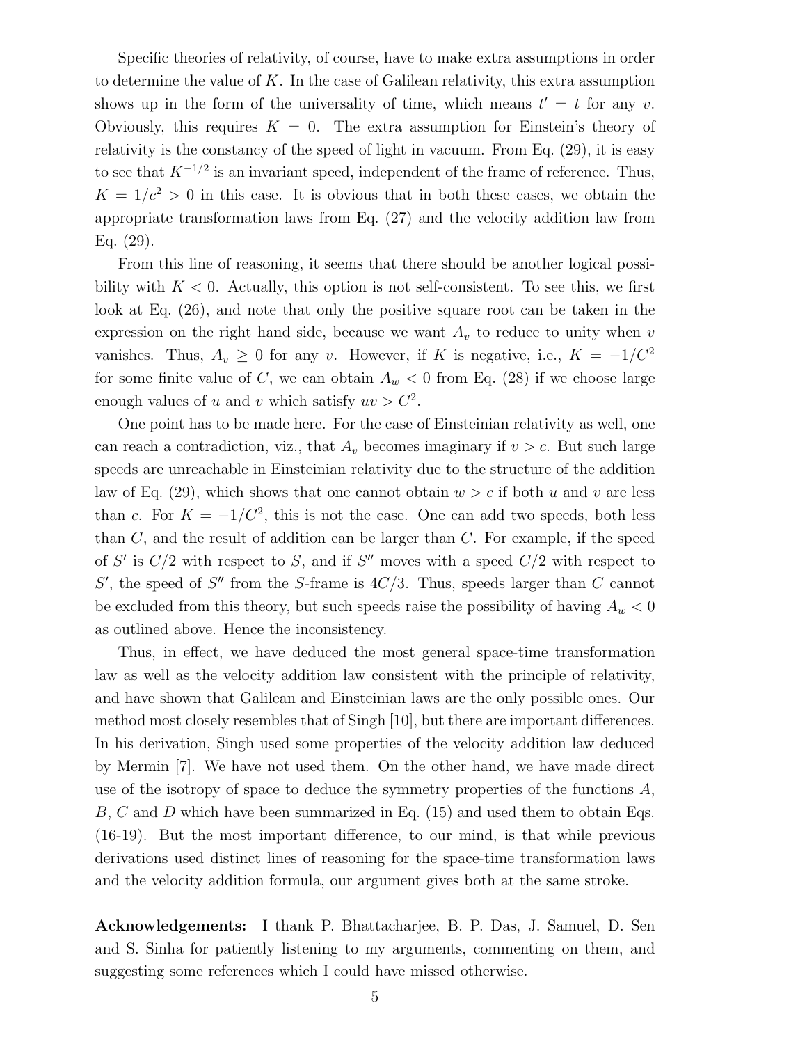Specific theories of relativity, of course, have to make extra assumptions in order to determine the value of $K$. In the case of Galilean relativity, this extra assumption shows up in the form of the universality of time, which means $t' = t$ for any $v$. Obviously, this requires $K = 0$. The extra assumption for Einstein's theory of relativity is the constancy of the speed of light in vacuum. From Eq. (29), it is easy to see that $K^{-1/2}$ is an invariant speed, independent of the frame of reference. Thus, $K = 1/c^2 > 0$ in this case. It is obvious that in both these cases, we obtain the appropriate transformation laws from Eq. (27) and the velocity addition law from Eq. (29).

From this line of reasoning, it seems that there should be another logical possibility with $K < 0$. Actually, this option is not self-consistent. To see this, we first look at Eq. (26), and note that only the positive square root can be taken in the expression on the right hand side, because we want $A_v$ to reduce to unity when $v$ vanishes. Thus, $A_v \geq 0$ for any $v$. However, if $K$ is negative, i.e., $K = -1/C^2$ for some finite value of $C$, we can obtain $A_w < 0$ from Eq. (28) if we choose large enough values of $u$ and $v$ which satisfy $uv > C^2$.

One point has to be made here. For the case of Einsteinian relativity as well, one can reach a contradiction, viz., that $A_v$ becomes imaginary if $v > c$. But such large speeds are unreachable in Einsteinian relativity due to the structure of the addition law of Eq. (29), which shows that one cannot obtain $w > c$ if both $u$ and $v$ are less than $c$. For $K = -1/C^2$, this is not the case. One can add two speeds, both less than $C$, and the result of addition can be larger than $C$. For example, if the speed of $S'$ is $C/2$ with respect to $S$, and if $S''$ moves with a speed $C/2$ with respect to $S'$, the speed of $S''$ from the $S$-frame is $4C/3$. Thus, speeds larger than $C$ cannot be excluded from this theory, but such speeds raise the possibility of having $A_w < 0$ as outlined above. Hence the inconsistency.

Thus, in effect, we have deduced the most general space-time transformation law as well as the velocity addition law consistent with the principle of relativity, and have shown that Galilean and Einsteinian laws are the only possible ones. Our method most closely resembles that of Singh [10], but there are important differences. In his derivation, Singh used some properties of the velocity addition law deduced by Mermin [7]. We have not used them. On the other hand, we have made direct use of the isotropy of space to deduce the symmetry properties of the functions $A$, $B$, $C$ and $D$ which have been summarized in Eq. (15) and used them to obtain Eqs. (16-19). But the most important difference, to our mind, is that while previous derivations used distinct lines of reasoning for the space-time transformation laws and the velocity addition formula, our argument gives both at the same stroke.

**Acknowledgements:** I thank P. Bhattacharjee, B. P. Das, J. Samuel, D. Sen and S. Sinha for patiently listening to my arguments, commenting on them, and suggesting some references which I could have missed otherwise.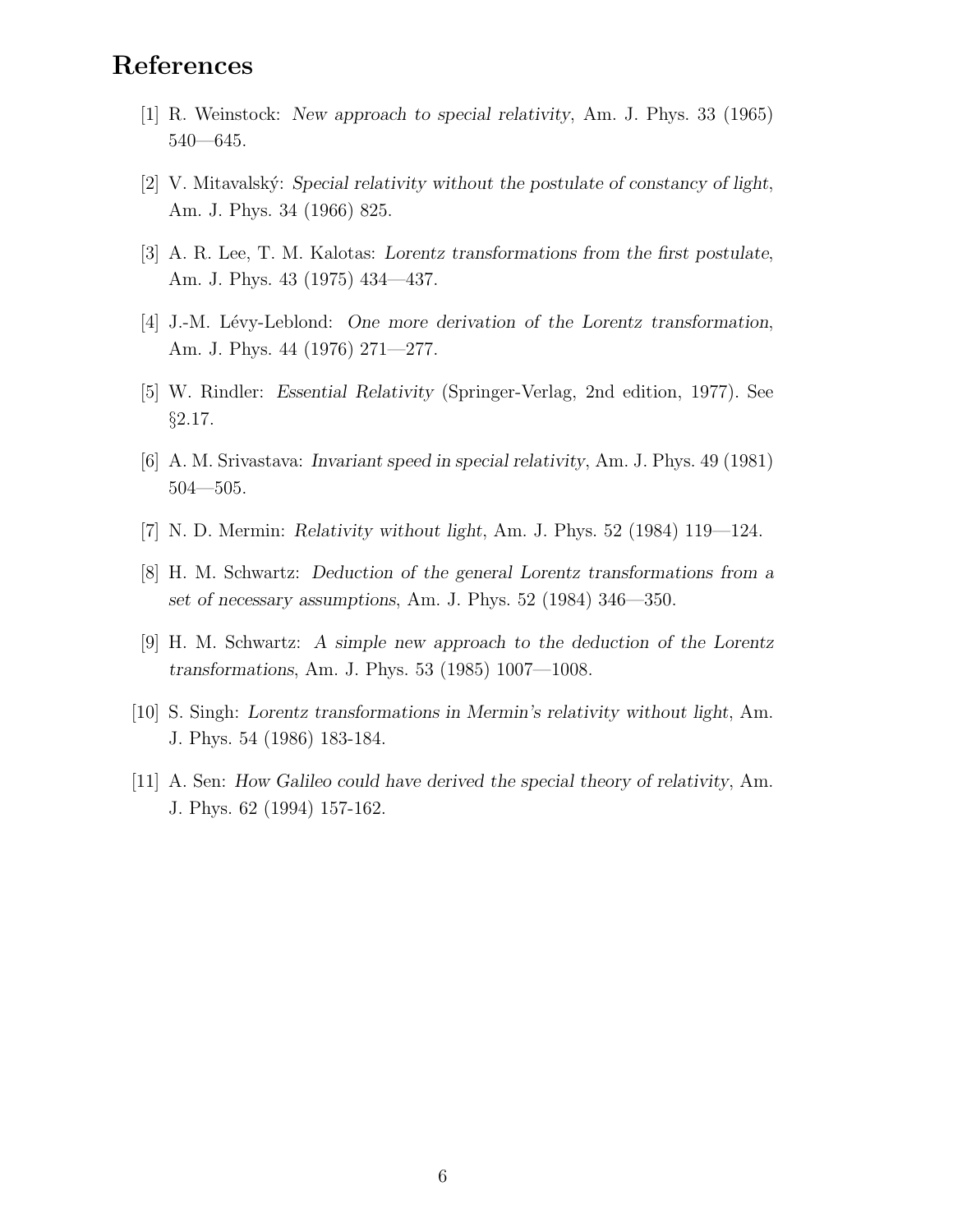## References

[1] R. Weinstock: *New approach to special relativity*, Am. J. Phys. 33 (1965) 540—645.

[2] V. Mitavalský: *Special relativity without the postulate of constancy of light*, Am. J. Phys. 34 (1966) 825.

[3] A. R. Lee, T. M. Kalotas: *Lorentz transformations from the first postulate*, Am. J. Phys. 43 (1975) 434—437.

[4] J.-M. Lévy-Leblond: *One more derivation of the Lorentz transformation*, Am. J. Phys. 44 (1976) 271—277.

[5] W. Rindler: *Essential Relativity* (Springer-Verlag, 2nd edition, 1977). See §2.17.

[6] A. M. Srivastava: *Invariant speed in special relativity*, Am. J. Phys. 49 (1981) 504—505.

[7] N. D. Mermin: *Relativity without light*, Am. J. Phys. 52 (1984) 119—124.

[8] H. M. Schwartz: *Deduction of the general Lorentz transformations from a set of necessary assumptions*, Am. J. Phys. 52 (1984) 346—350.

[9] H. M. Schwartz: *A simple new approach to the deduction of the Lorentz transformations*, Am. J. Phys. 53 (1985) 1007—1008.

[10] S. Singh: *Lorentz transformations in Mermin's relativity without light*, Am. J. Phys. 54 (1986) 183-184.

[11] A. Sen: *How Galileo could have derived the special theory of relativity*, Am. J. Phys. 62 (1994) 157-162.